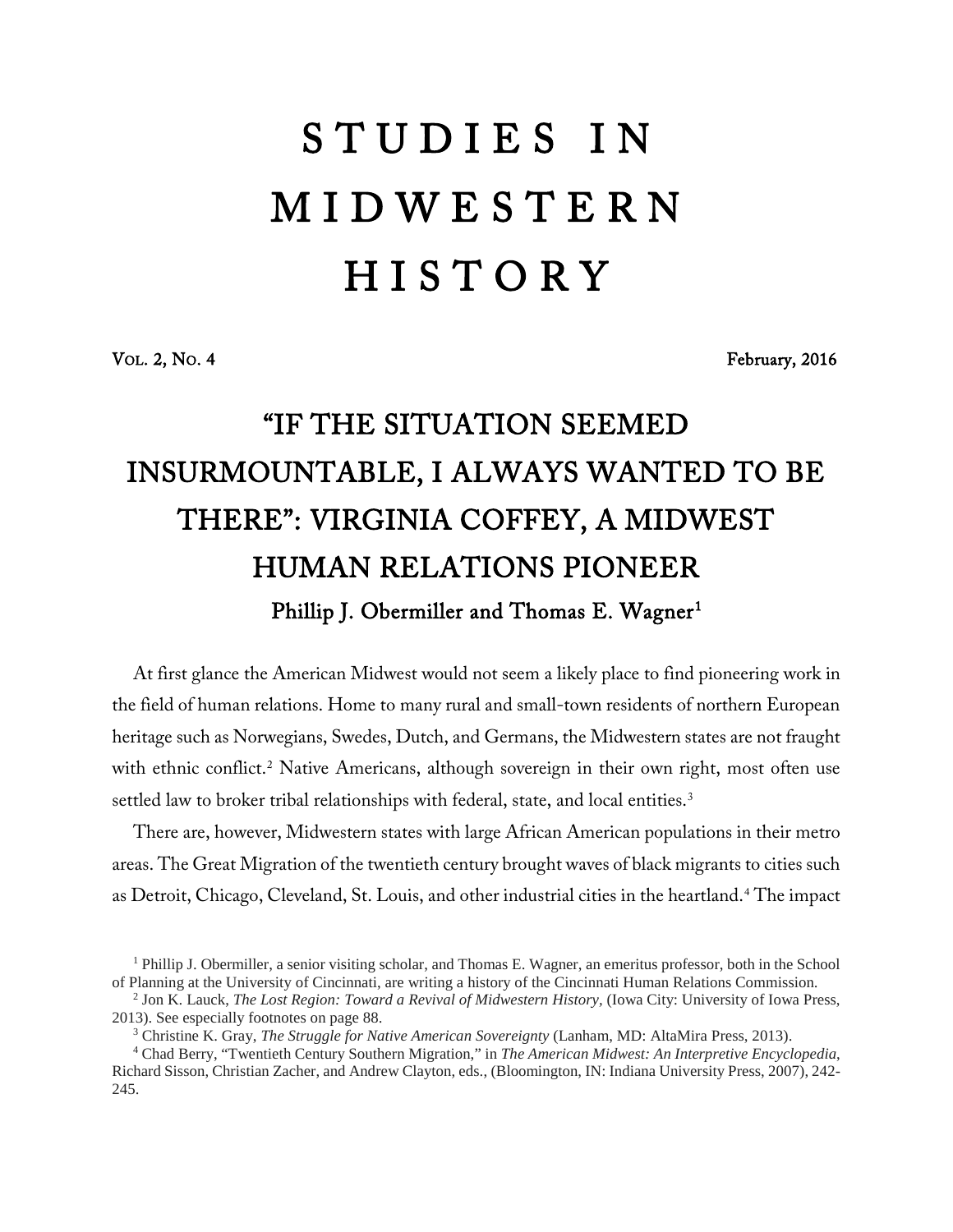# STUDIES IN MIDWESTERN HISTORY

VOL. 2, NO. 4 February, 2016

## "IF THE SITUATION SEEMED INSURMOUNTABLE, I ALWAYS WANTED TO BE THERE": VIRGINIA COFFEY, A MIDWEST HUMAN RELATIONS PIONEER

**Phillip J. Obermiller and Thomas E. Wagner[1]**

At first glance the American Midwest would not seem a likely place to find pioneering work in the field of human relations. Home to many rural and small-town residents of northern European heritage such as Norwegians, Swedes, Dutch, and Germans, the Midwestern states are not fraught with ethnic conflict.[2] Native Americans, although sovereign in their own right, most often use settled law to broker tribal relationships with federal, state, and local entities.[3]

There are, however, Midwestern states with large African American populations in their metro areas. The Great Migration of the twentieth century brought waves of black migrants to cities such as Detroit, Chicago, Cleveland, St. Louis, and other industrial cities in the heartland.[4] The impact

[1] Phillip J. Obermiller, a senior visiting scholar, and Thomas E. Wagner, an emeritus professor, both in the School of Planning at the University of Cincinnati, are writing a history of the Cincinnati Human Relations Commission.

[2] Jon K. Lauck, *The Lost Region: Toward a Revival of Midwestern History*, (Iowa City: University of Iowa Press, 2013). See especially footnotes on page 88.

[3] Christine K. Gray, *The Struggle for Native American Sovereignty* (Lanham, MD: AltaMira Press, 2013).

[4] Chad Berry, "Twentieth Century Southern Migration," in *The American Midwest: An Interpretive Encyclopedia*, Richard Sisson, Christian Zacher, and Andrew Clayton, eds., (Bloomington, IN: Indiana University Press, 2007), 242-245.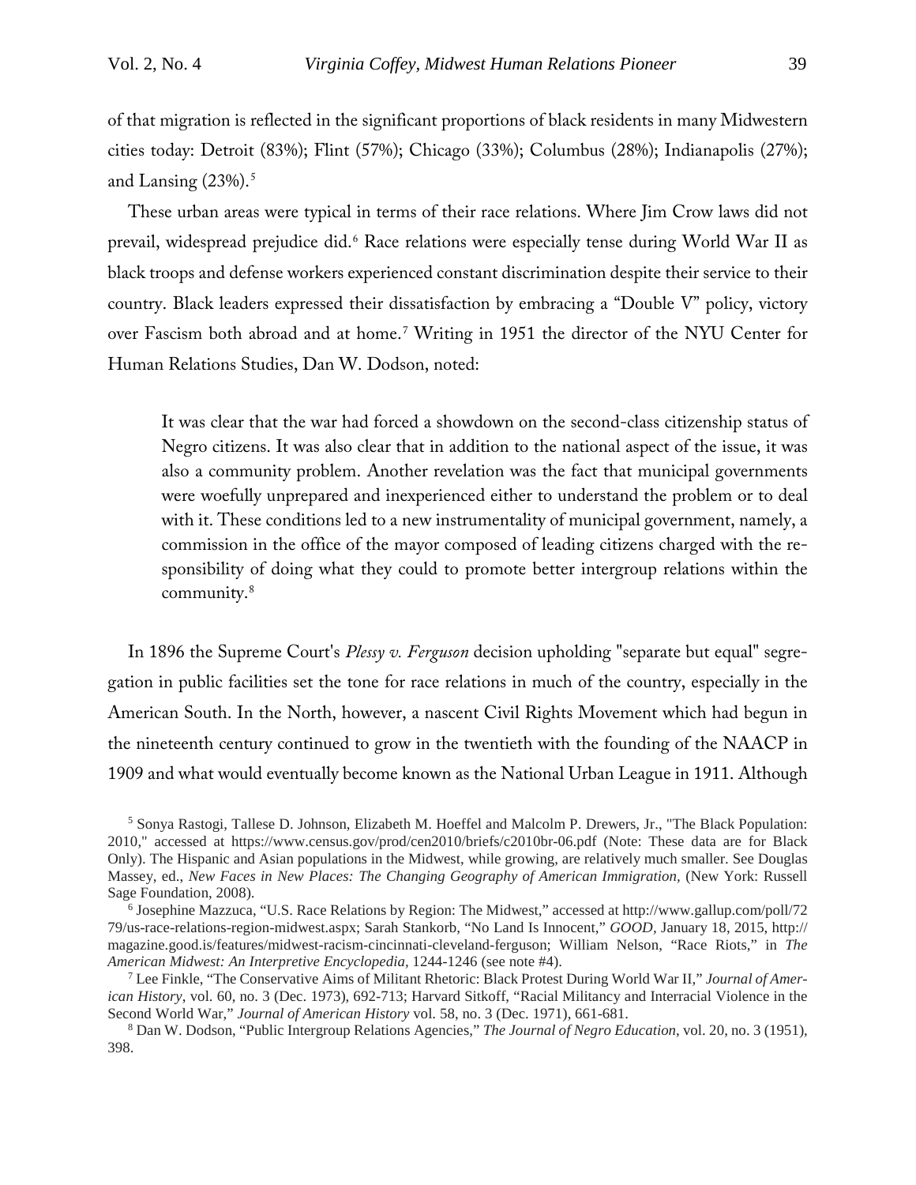of that migration is reflected in the significant proportions of black residents in many Midwestern cities today: Detroit (83%); Flint (57%); Chicago (33%); Columbus (28%); Indianapolis (27%); and Lansing (23%).[5]

These urban areas were typical in terms of their race relations. Where Jim Crow laws did not prevail, widespread prejudice did.[6] Race relations were especially tense during World War II as black troops and defense workers experienced constant discrimination despite their service to their country. Black leaders expressed their dissatisfaction by embracing a "Double V" policy, victory over Fascism both abroad and at home.[7] Writing in 1951 the director of the NYU Center for Human Relations Studies, Dan W. Dodson, noted:

> It was clear that the war had forced a showdown on the second-class citizenship status of Negro citizens. It was also clear that in addition to the national aspect of the issue, it was also a community problem. Another revelation was the fact that municipal governments were woefully unprepared and inexperienced either to understand the problem or to deal with it. These conditions led to a new instrumentality of municipal government, namely, a commission in the office of the mayor composed of leading citizens charged with the responsibility of doing what they could to promote better intergroup relations within the community.[8]

In 1896 the Supreme Court's *Plessy v. Ferguson* decision upholding "separate but equal" segregation in public facilities set the tone for race relations in much of the country, especially in the American South. In the North, however, a nascent Civil Rights Movement which had begun in the nineteenth century continued to grow in the twentieth with the founding of the NAACP in 1909 and what would eventually become known as the National Urban League in 1911. Although

---

[5] Sonya Rastogi, Tallese D. Johnson, Elizabeth M. Hoeffel and Malcolm P. Drewers, Jr., "The Black Population: 2010," accessed at https://www.census.gov/prod/cen2010/briefs/c2010br-06.pdf (Note: These data are for Black Only). The Hispanic and Asian populations in the Midwest, while growing, are relatively much smaller. See Douglas Massey, ed., *New Faces in New Places: The Changing Geography of American Immigration*, (New York: Russell Sage Foundation, 2008).

[6] Josephine Mazzuca, "U.S. Race Relations by Region: The Midwest," accessed at http://www.gallup.com/poll/7279/us-race-relations-region-midwest.aspx; Sarah Stankorb, "No Land Is Innocent," *GOOD*, January 18, 2015, http://magazine.good.is/features/midwest-racism-cincinnati-cleveland-ferguson; William Nelson, "Race Riots," in *The American Midwest: An Interpretive Encyclopedia*, 1244-1246 (see note #4).

[7] Lee Finkle, "The Conservative Aims of Militant Rhetoric: Black Protest During World War II," *Journal of American History*, vol. 60, no. 3 (Dec. 1973), 692-713; Harvard Sitkoff, "Racial Militancy and Interracial Violence in the Second World War," *Journal of American History* vol. 58, no. 3 (Dec. 1971), 661-681.

[8] Dan W. Dodson, "Public Intergroup Relations Agencies," *The Journal of Negro Education*, vol. 20, no. 3 (1951), 398.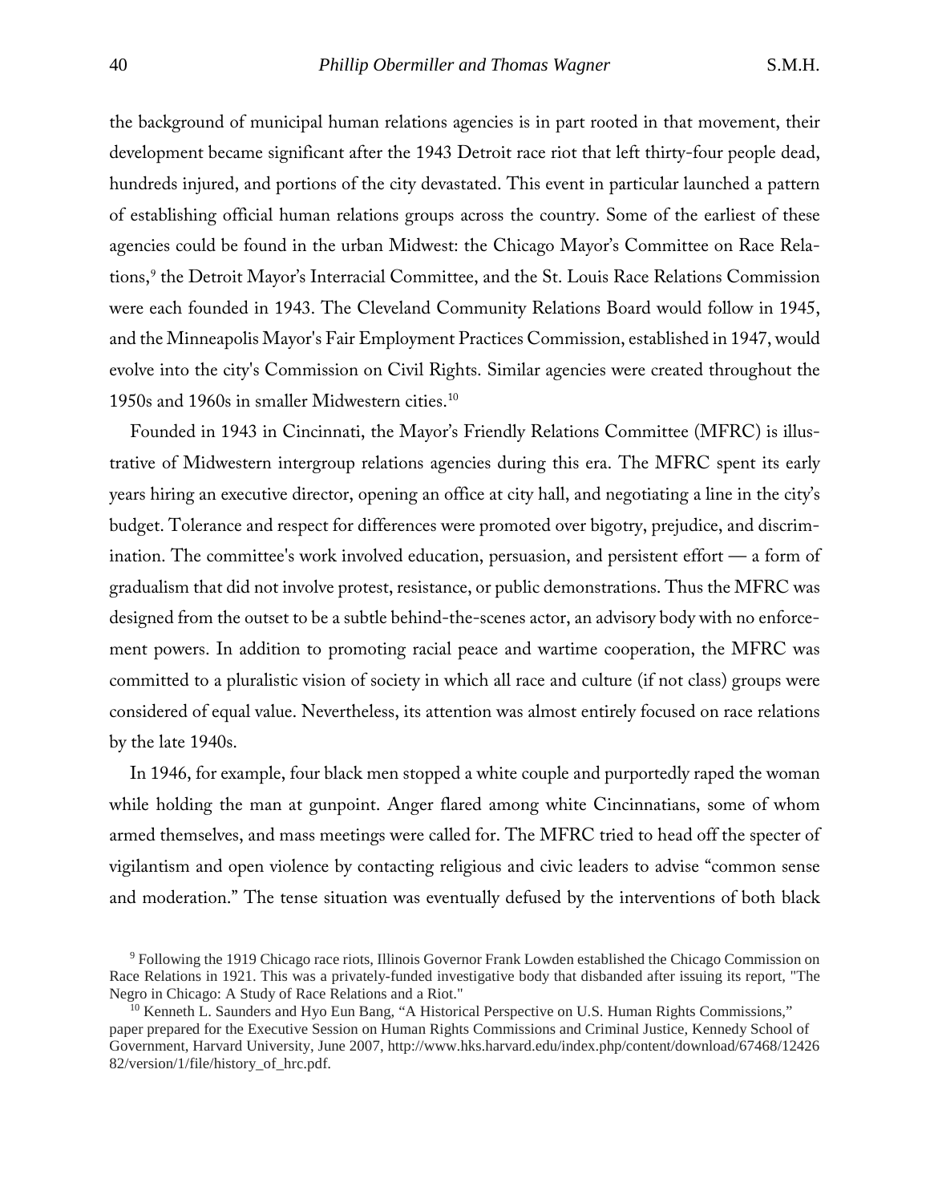the background of municipal human relations agencies is in part rooted in that movement, their development became significant after the 1943 Detroit race riot that left thirty-four people dead, hundreds injured, and portions of the city devastated. This event in particular launched a pattern of establishing official human relations groups across the country. Some of the earliest of these agencies could be found in the urban Midwest: the Chicago Mayor's Committee on Race Relations,[9] the Detroit Mayor's Interracial Committee, and the St. Louis Race Relations Commission were each founded in 1943. The Cleveland Community Relations Board would follow in 1945, and the Minneapolis Mayor's Fair Employment Practices Commission, established in 1947, would evolve into the city's Commission on Civil Rights. Similar agencies were created throughout the 1950s and 1960s in smaller Midwestern cities.[10]

Founded in 1943 in Cincinnati, the Mayor's Friendly Relations Committee (MFRC) is illustrative of Midwestern intergroup relations agencies during this era. The MFRC spent its early years hiring an executive director, opening an office at city hall, and negotiating a line in the city's budget. Tolerance and respect for differences were promoted over bigotry, prejudice, and discrimination. The committee's work involved education, persuasion, and persistent effort — a form of gradualism that did not involve protest, resistance, or public demonstrations. Thus the MFRC was designed from the outset to be a subtle behind-the-scenes actor, an advisory body with no enforcement powers. In addition to promoting racial peace and wartime cooperation, the MFRC was committed to a pluralistic vision of society in which all race and culture (if not class) groups were considered of equal value. Nevertheless, its attention was almost entirely focused on race relations by the late 1940s.

In 1946, for example, four black men stopped a white couple and purportedly raped the woman while holding the man at gunpoint. Anger flared among white Cincinnatians, some of whom armed themselves, and mass meetings were called for. The MFRC tried to head off the specter of vigilantism and open violence by contacting religious and civic leaders to advise "common sense and moderation." The tense situation was eventually defused by the interventions of both black

[9] Following the 1919 Chicago race riots, Illinois Governor Frank Lowden established the Chicago Commission on Race Relations in 1921. This was a privately-funded investigative body that disbanded after issuing its report, "The Negro in Chicago: A Study of Race Relations and a Riot."

[10] Kenneth L. Saunders and Hyo Eun Bang, "A Historical Perspective on U.S. Human Rights Commissions," paper prepared for the Executive Session on Human Rights Commissions and Criminal Justice, Kennedy School of Government, Harvard University, June 2007, http://www.hks.harvard.edu/index.php/content/download/67468/1242682/version/1/file/history_of_hrc.pdf.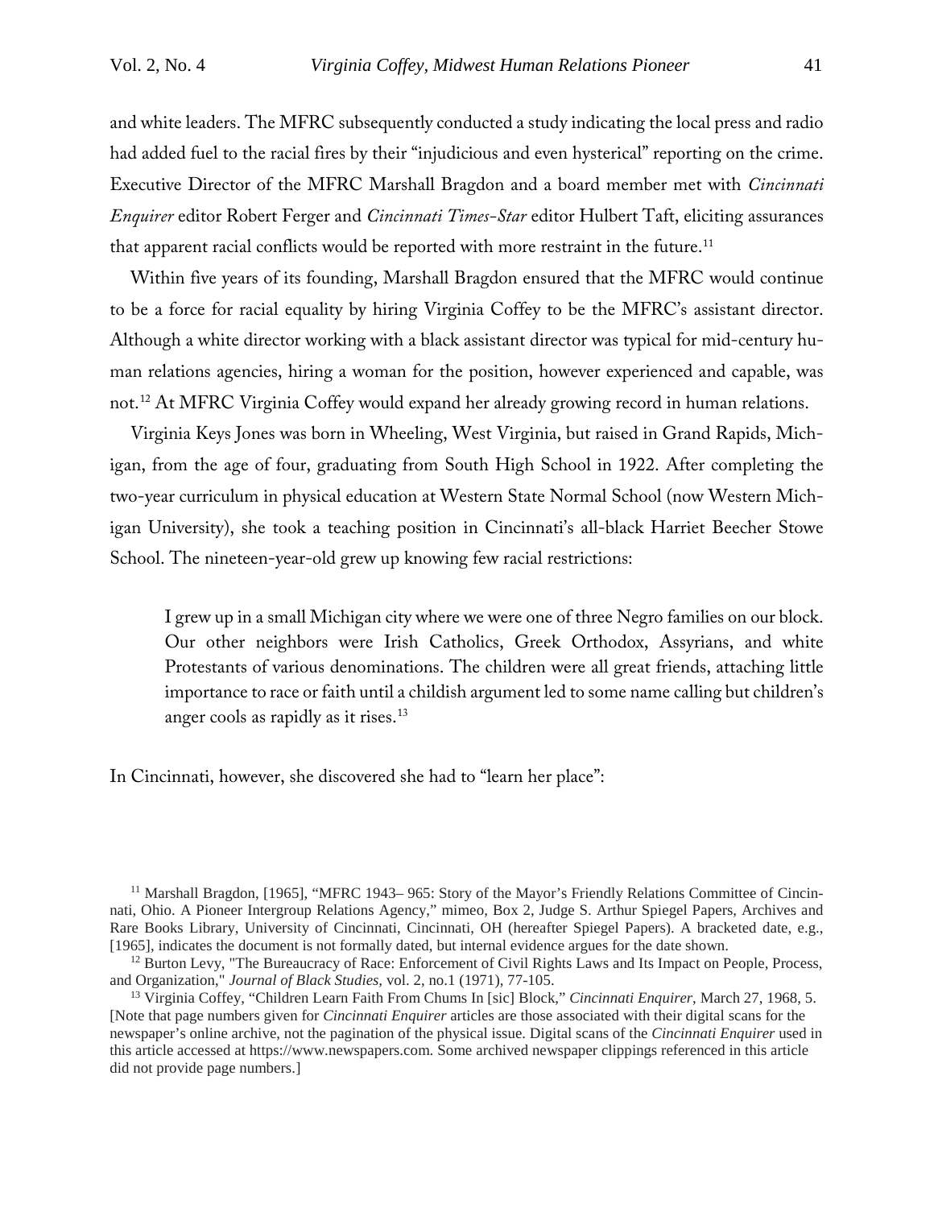and white leaders. The MFRC subsequently conducted a study indicating the local press and radio had added fuel to the racial fires by their "injudicious and even hysterical" reporting on the crime. Executive Director of the MFRC Marshall Bragdon and a board member met with *Cincinnati Enquirer* editor Robert Ferger and *Cincinnati Times-Star* editor Hulbert Taft, eliciting assurances that apparent racial conflicts would be reported with more restraint in the future.[11]

Within five years of its founding, Marshall Bragdon ensured that the MFRC would continue to be a force for racial equality by hiring Virginia Coffey to be the MFRC's assistant director. Although a white director working with a black assistant director was typical for mid-century human relations agencies, hiring a woman for the position, however experienced and capable, was not.[12] At MFRC Virginia Coffey would expand her already growing record in human relations.

Virginia Keys Jones was born in Wheeling, West Virginia, but raised in Grand Rapids, Michigan, from the age of four, graduating from South High School in 1922. After completing the two-year curriculum in physical education at Western State Normal School (now Western Michigan University), she took a teaching position in Cincinnati's all-black Harriet Beecher Stowe School. The nineteen-year-old grew up knowing few racial restrictions:

> I grew up in a small Michigan city where we were one of three Negro families on our block. Our other neighbors were Irish Catholics, Greek Orthodox, Assyrians, and white Protestants of various denominations. The children were all great friends, attaching little importance to race or faith until a childish argument led to some name calling but children's anger cools as rapidly as it rises.[13]

In Cincinnati, however, she discovered she had to "learn her place":

---

[11] Marshall Bragdon, [1965], "MFRC 1943– 965: Story of the Mayor's Friendly Relations Committee of Cincinnati, Ohio. A Pioneer Intergroup Relations Agency," mimeo, Box 2, Judge S. Arthur Spiegel Papers, Archives and Rare Books Library, University of Cincinnati, Cincinnati, OH (hereafter Spiegel Papers). A bracketed date, e.g., [1965], indicates the document is not formally dated, but internal evidence argues for the date shown.

[12] Burton Levy, "The Bureaucracy of Race: Enforcement of Civil Rights Laws and Its Impact on People, Process, and Organization," *Journal of Black Studies,* vol. 2, no.1 (1971), 77-105.

[13] Virginia Coffey, "Children Learn Faith From Chums In [sic] Block," *Cincinnati Enquirer*, March 27, 1968, 5. [Note that page numbers given for *Cincinnati Enquirer* articles are those associated with their digital scans for the newspaper's online archive, not the pagination of the physical issue. Digital scans of the *Cincinnati Enquirer* used in this article accessed at https://www.newspapers.com. Some archived newspaper clippings referenced in this article did not provide page numbers.]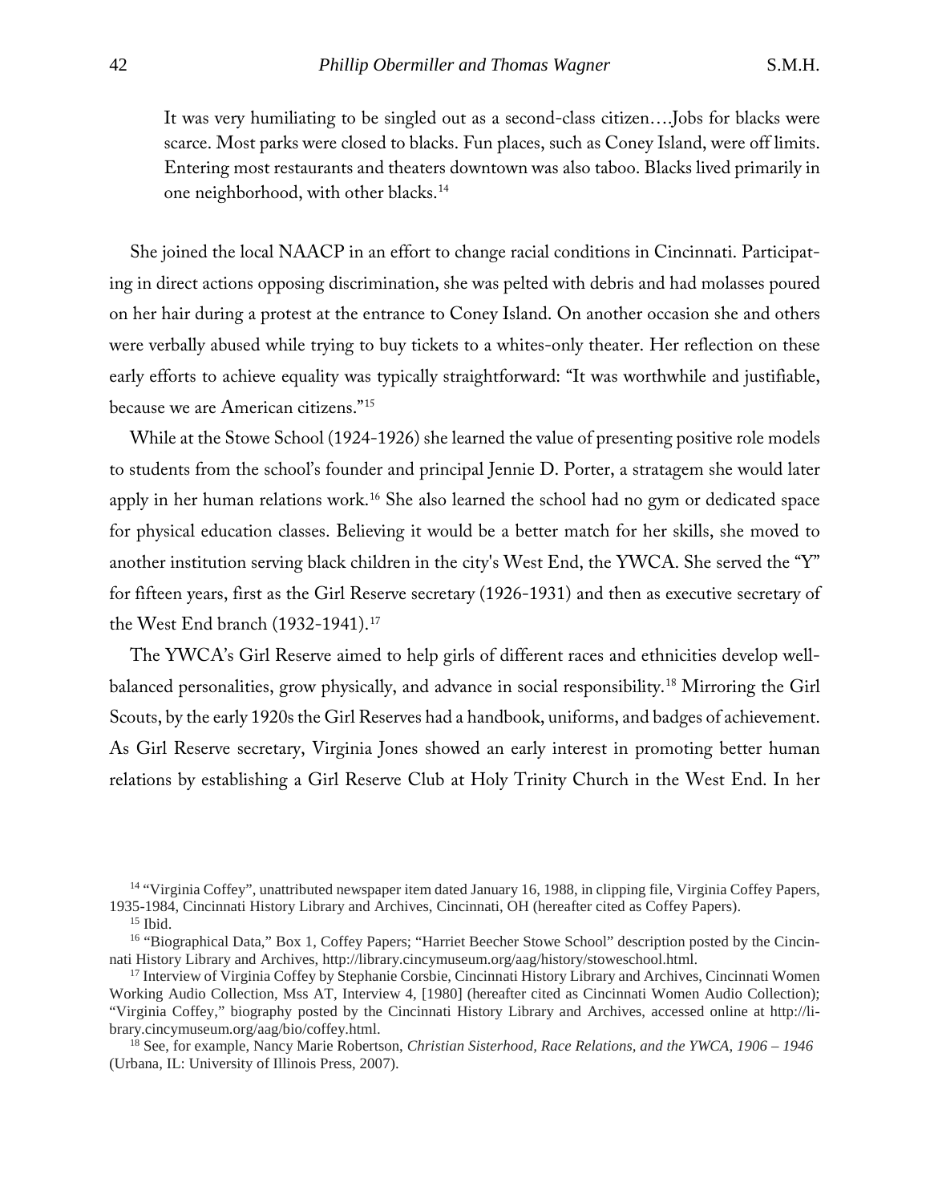> It was very humiliating to be singled out as a second-class citizen….Jobs for blacks were scarce. Most parks were closed to blacks. Fun places, such as Coney Island, were off limits. Entering most restaurants and theaters downtown was also taboo. Blacks lived primarily in one neighborhood, with other blacks.[14]

She joined the local NAACP in an effort to change racial conditions in Cincinnati. Participating in direct actions opposing discrimination, she was pelted with debris and had molasses poured on her hair during a protest at the entrance to Coney Island. On another occasion she and others were verbally abused while trying to buy tickets to a whites-only theater. Her reflection on these early efforts to achieve equality was typically straightforward: "It was worthwhile and justifiable, because we are American citizens."[15]

While at the Stowe School (1924-1926) she learned the value of presenting positive role models to students from the school's founder and principal Jennie D. Porter, a stratagem she would later apply in her human relations work.[16] She also learned the school had no gym or dedicated space for physical education classes. Believing it would be a better match for her skills, she moved to another institution serving black children in the city's West End, the YWCA. She served the "Y" for fifteen years, first as the Girl Reserve secretary (1926-1931) and then as executive secretary of the West End branch (1932-1941).[17]

The YWCA's Girl Reserve aimed to help girls of different races and ethnicities develop well-balanced personalities, grow physically, and advance in social responsibility.[18] Mirroring the Girl Scouts, by the early 1920s the Girl Reserves had a handbook, uniforms, and badges of achievement. As Girl Reserve secretary, Virginia Jones showed an early interest in promoting better human relations by establishing a Girl Reserve Club at Holy Trinity Church in the West End. In her

---

[14] "Virginia Coffey", unattributed newspaper item dated January 16, 1988, in clipping file, Virginia Coffey Papers, 1935-1984, Cincinnati History Library and Archives, Cincinnati, OH (hereafter cited as Coffey Papers).

[15] Ibid.

[16] "Biographical Data," Box 1, Coffey Papers; "Harriet Beecher Stowe School" description posted by the Cincinnati History Library and Archives, http://library.cincymuseum.org/aag/history/stoweschool.html.

[17] Interview of Virginia Coffey by Stephanie Corsbie, Cincinnati History Library and Archives, Cincinnati Women Working Audio Collection, Mss AT, Interview 4, [1980] (hereafter cited as Cincinnati Women Audio Collection); "Virginia Coffey," biography posted by the Cincinnati History Library and Archives, accessed online at http://library.cincymuseum.org/aag/bio/coffey.html.

[18] See, for example, Nancy Marie Robertson, *Christian Sisterhood, Race Relations, and the YWCA, 1906 – 1946* (Urbana, IL: University of Illinois Press, 2007).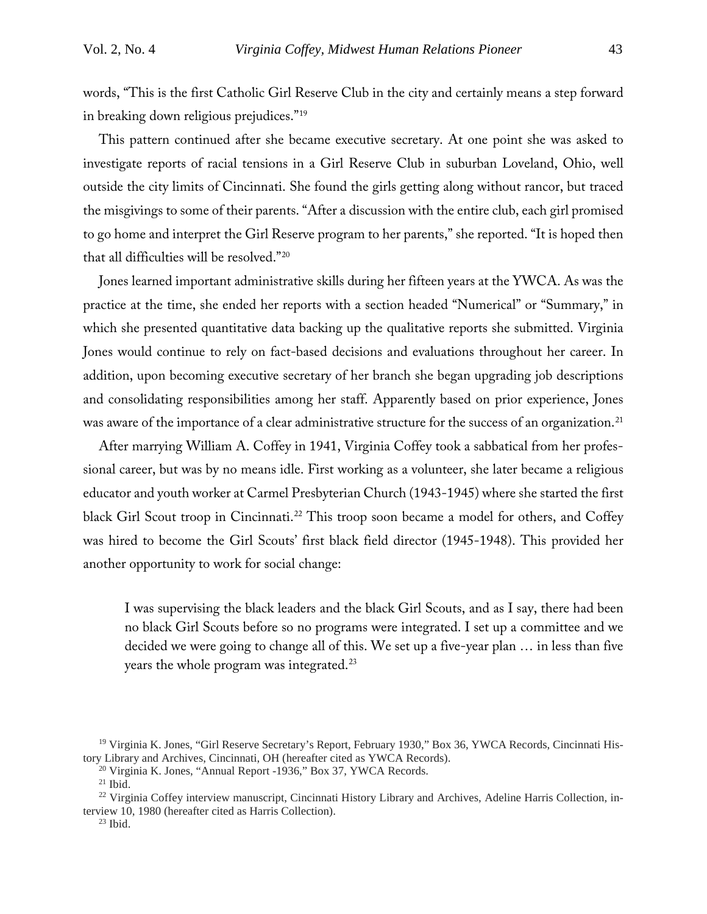words, "This is the first Catholic Girl Reserve Club in the city and certainly means a step forward in breaking down religious prejudices."[19]

This pattern continued after she became executive secretary. At one point she was asked to investigate reports of racial tensions in a Girl Reserve Club in suburban Loveland, Ohio, well outside the city limits of Cincinnati. She found the girls getting along without rancor, but traced the misgivings to some of their parents. "After a discussion with the entire club, each girl promised to go home and interpret the Girl Reserve program to her parents," she reported. "It is hoped then that all difficulties will be resolved."[20]

Jones learned important administrative skills during her fifteen years at the YWCA. As was the practice at the time, she ended her reports with a section headed "Numerical" or "Summary," in which she presented quantitative data backing up the qualitative reports she submitted. Virginia Jones would continue to rely on fact-based decisions and evaluations throughout her career. In addition, upon becoming executive secretary of her branch she began upgrading job descriptions and consolidating responsibilities among her staff. Apparently based on prior experience, Jones was aware of the importance of a clear administrative structure for the success of an organization.[21]

After marrying William A. Coffey in 1941, Virginia Coffey took a sabbatical from her professional career, but was by no means idle. First working as a volunteer, she later became a religious educator and youth worker at Carmel Presbyterian Church (1943-1945) where she started the first black Girl Scout troop in Cincinnati.[22] This troop soon became a model for others, and Coffey was hired to become the Girl Scouts' first black field director (1945-1948). This provided her another opportunity to work for social change:

> I was supervising the black leaders and the black Girl Scouts, and as I say, there had been no black Girl Scouts before so no programs were integrated. I set up a committee and we decided we were going to change all of this. We set up a five-year plan … in less than five years the whole program was integrated.[23]

[19] Virginia K. Jones, "Girl Reserve Secretary's Report, February 1930," Box 36, YWCA Records, Cincinnati History Library and Archives, Cincinnati, OH (hereafter cited as YWCA Records).

[20] Virginia K. Jones, "Annual Report -1936," Box 37, YWCA Records.

[21] Ibid.

[22] Virginia Coffey interview manuscript, Cincinnati History Library and Archives, Adeline Harris Collection, interview 10, 1980 (hereafter cited as Harris Collection).

[23] Ibid.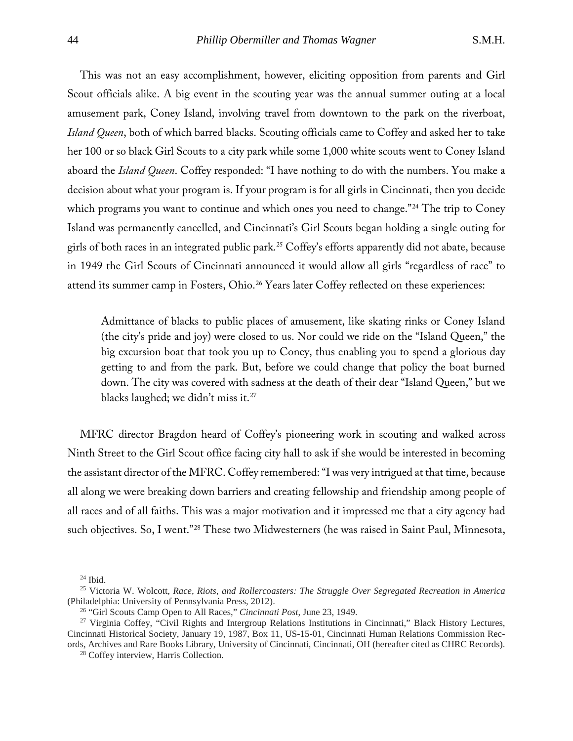This was not an easy accomplishment, however, eliciting opposition from parents and Girl Scout officials alike. A big event in the scouting year was the annual summer outing at a local amusement park, Coney Island, involving travel from downtown to the park on the riverboat, *Island Queen*, both of which barred blacks. Scouting officials came to Coffey and asked her to take her 100 or so black Girl Scouts to a city park while some 1,000 white scouts went to Coney Island aboard the *Island Queen*. Coffey responded: "I have nothing to do with the numbers. You make a decision about what your program is. If your program is for all girls in Cincinnati, then you decide which programs you want to continue and which ones you need to change."[24] The trip to Coney Island was permanently cancelled, and Cincinnati's Girl Scouts began holding a single outing for girls of both races in an integrated public park.[25] Coffey's efforts apparently did not abate, because in 1949 the Girl Scouts of Cincinnati announced it would allow all girls "regardless of race" to attend its summer camp in Fosters, Ohio.[26] Years later Coffey reflected on these experiences:

> Admittance of blacks to public places of amusement, like skating rinks or Coney Island (the city's pride and joy) were closed to us. Nor could we ride on the "Island Queen," the big excursion boat that took you up to Coney, thus enabling you to spend a glorious day getting to and from the park. But, before we could change that policy the boat burned down. The city was covered with sadness at the death of their dear "Island Queen," but we blacks laughed; we didn't miss it.[27]

MFRC director Bragdon heard of Coffey's pioneering work in scouting and walked across Ninth Street to the Girl Scout office facing city hall to ask if she would be interested in becoming the assistant director of the MFRC. Coffey remembered: "I was very intrigued at that time, because all along we were breaking down barriers and creating fellowship and friendship among people of all races and of all faiths. This was a major motivation and it impressed me that a city agency had such objectives. So, I went."[28] These two Midwesterners (he was raised in Saint Paul, Minnesota,

---

[24] Ibid.

[25] Victoria W. Wolcott, *Race, Riots, and Rollercoasters: The Struggle Over Segregated Recreation in America* (Philadelphia: University of Pennsylvania Press, 2012).

[26] "Girl Scouts Camp Open to All Races," *Cincinnati Post*, June 23, 1949.

[27] Virginia Coffey, "Civil Rights and Intergroup Relations Institutions in Cincinnati," Black History Lectures, Cincinnati Historical Society, January 19, 1987, Box 11, US-15-01, Cincinnati Human Relations Commission Records, Archives and Rare Books Library, University of Cincinnati, Cincinnati, OH (hereafter cited as CHRC Records).

[28] Coffey interview, Harris Collection.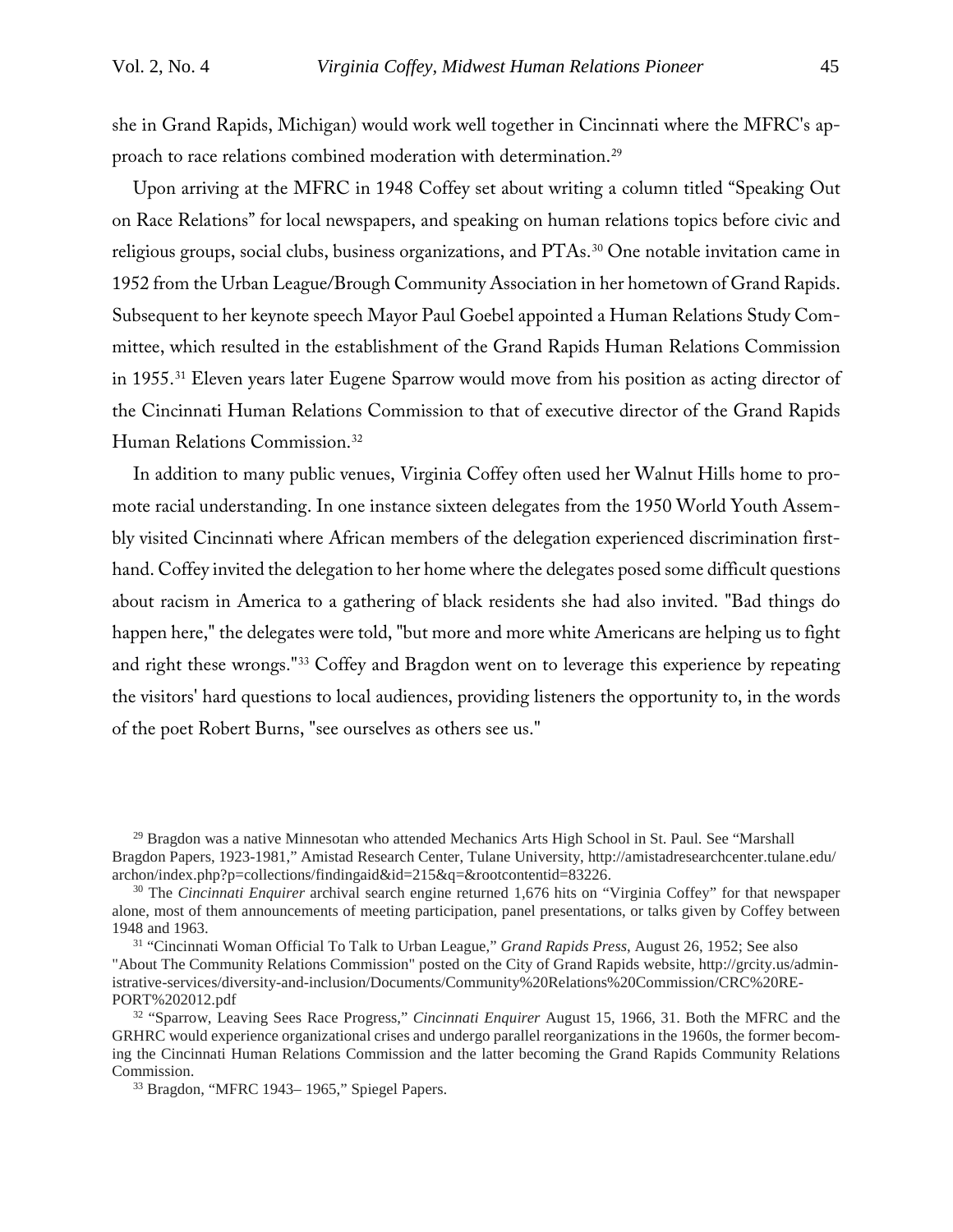she in Grand Rapids, Michigan) would work well together in Cincinnati where the MFRC's approach to race relations combined moderation with determination.[29]

Upon arriving at the MFRC in 1948 Coffey set about writing a column titled "Speaking Out on Race Relations" for local newspapers, and speaking on human relations topics before civic and religious groups, social clubs, business organizations, and PTAs.[30] One notable invitation came in 1952 from the Urban League/Brough Community Association in her hometown of Grand Rapids. Subsequent to her keynote speech Mayor Paul Goebel appointed a Human Relations Study Committee, which resulted in the establishment of the Grand Rapids Human Relations Commission in 1955.[31] Eleven years later Eugene Sparrow would move from his position as acting director of the Cincinnati Human Relations Commission to that of executive director of the Grand Rapids Human Relations Commission.[32]

In addition to many public venues, Virginia Coffey often used her Walnut Hills home to promote racial understanding. In one instance sixteen delegates from the 1950 World Youth Assembly visited Cincinnati where African members of the delegation experienced discrimination firsthand. Coffey invited the delegation to her home where the delegates posed some difficult questions about racism in America to a gathering of black residents she had also invited. "Bad things do happen here," the delegates were told, "but more and more white Americans are helping us to fight and right these wrongs."[33] Coffey and Bragdon went on to leverage this experience by repeating the visitors' hard questions to local audiences, providing listeners the opportunity to, in the words of the poet Robert Burns, "see ourselves as others see us."

---

[29] Bragdon was a native Minnesotan who attended Mechanics Arts High School in St. Paul. See "Marshall Bragdon Papers, 1923-1981," Amistad Research Center, Tulane University, http://amistadresearchcenter.tulane.edu/archon/index.php?p=collections/findingaid&id=215&q=&rootcontentid=83226.

[30] The *Cincinnati Enquirer* archival search engine returned 1,676 hits on "Virginia Coffey" for that newspaper alone, most of them announcements of meeting participation, panel presentations, or talks given by Coffey between 1948 and 1963.

[31] "Cincinnati Woman Official To Talk to Urban League," *Grand Rapids Press*, August 26, 1952; See also "About The Community Relations Commission" posted on the City of Grand Rapids website, http://grcity.us/administrative-services/diversity-and-inclusion/Documents/Community%20Relations%20Commission/CRC%20REPORT%202012.pdf

[32] "Sparrow, Leaving Sees Race Progress," *Cincinnati Enquirer* August 15, 1966, 31. Both the MFRC and the GRHRC would experience organizational crises and undergo parallel reorganizations in the 1960s, the former becoming the Cincinnati Human Relations Commission and the latter becoming the Grand Rapids Community Relations Commission.

[33] Bragdon, "MFRC 1943– 1965," Spiegel Papers.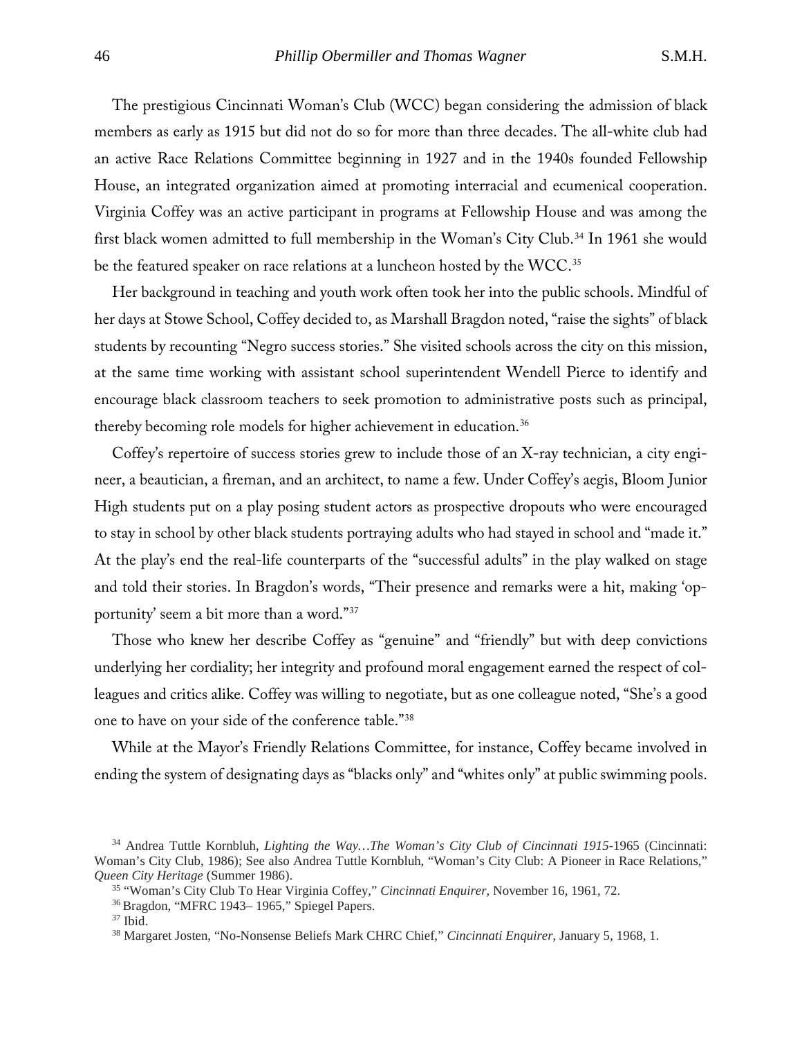The prestigious Cincinnati Woman's Club (WCC) began considering the admission of black members as early as 1915 but did not do so for more than three decades. The all-white club had an active Race Relations Committee beginning in 1927 and in the 1940s founded Fellowship House, an integrated organization aimed at promoting interracial and ecumenical cooperation. Virginia Coffey was an active participant in programs at Fellowship House and was among the first black women admitted to full membership in the Woman's City Club.[34] In 1961 she would be the featured speaker on race relations at a luncheon hosted by the WCC.[35]

Her background in teaching and youth work often took her into the public schools. Mindful of her days at Stowe School, Coffey decided to, as Marshall Bragdon noted, "raise the sights" of black students by recounting "Negro success stories." She visited schools across the city on this mission, at the same time working with assistant school superintendent Wendell Pierce to identify and encourage black classroom teachers to seek promotion to administrative posts such as principal, thereby becoming role models for higher achievement in education.[36]

Coffey's repertoire of success stories grew to include those of an X-ray technician, a city engineer, a beautician, a fireman, and an architect, to name a few. Under Coffey's aegis, Bloom Junior High students put on a play posing student actors as prospective dropouts who were encouraged to stay in school by other black students portraying adults who had stayed in school and "made it." At the play's end the real-life counterparts of the "successful adults" in the play walked on stage and told their stories. In Bragdon's words, "Their presence and remarks were a hit, making 'opportunity' seem a bit more than a word."[37]

Those who knew her describe Coffey as "genuine" and "friendly" but with deep convictions underlying her cordiality; her integrity and profound moral engagement earned the respect of colleagues and critics alike. Coffey was willing to negotiate, but as one colleague noted, "She's a good one to have on your side of the conference table."[38]

While at the Mayor's Friendly Relations Committee, for instance, Coffey became involved in ending the system of designating days as "blacks only" and "whites only" at public swimming pools.

---

[34] Andrea Tuttle Kornbluh, *Lighting the Way…The Woman's City Club of Cincinnati 1915*-1965 (Cincinnati: Woman's City Club, 1986); See also Andrea Tuttle Kornbluh, "Woman's City Club: A Pioneer in Race Relations," *Queen City Heritage* (Summer 1986).

[35] "Woman's City Club To Hear Virginia Coffey," *Cincinnati Enquirer,* November 16, 1961, 72.

[36] Bragdon, "MFRC 1943– 1965," Spiegel Papers.

[37] Ibid.

[38] Margaret Josten, "No-Nonsense Beliefs Mark CHRC Chief," *Cincinnati Enquirer*, January 5, 1968, 1.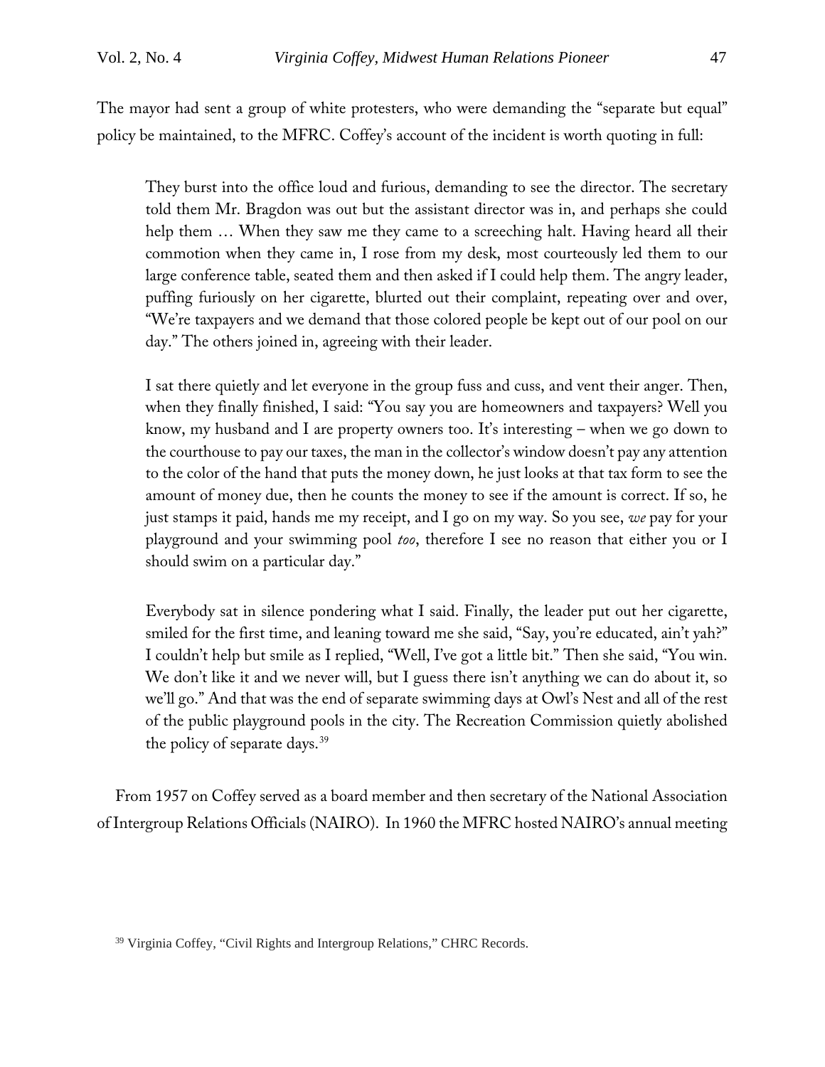The mayor had sent a group of white protesters, who were demanding the "separate but equal" policy be maintained, to the MFRC. Coffey's account of the incident is worth quoting in full:

> They burst into the office loud and furious, demanding to see the director. The secretary told them Mr. Bragdon was out but the assistant director was in, and perhaps she could help them … When they saw me they came to a screeching halt. Having heard all their commotion when they came in, I rose from my desk, most courteously led them to our large conference table, seated them and then asked if I could help them. The angry leader, puffing furiously on her cigarette, blurted out their complaint, repeating over and over, "We're taxpayers and we demand that those colored people be kept out of our pool on our day." The others joined in, agreeing with their leader.
>
> I sat there quietly and let everyone in the group fuss and cuss, and vent their anger. Then, when they finally finished, I said: "You say you are homeowners and taxpayers? Well you know, my husband and I are property owners too. It's interesting – when we go down to the courthouse to pay our taxes, the man in the collector's window doesn't pay any attention to the color of the hand that puts the money down, he just looks at that tax form to see the amount of money due, then he counts the money to see if the amount is correct. If so, he just stamps it paid, hands me my receipt, and I go on my way. So you see, *we* pay for your playground and your swimming pool *too*, therefore I see no reason that either you or I should swim on a particular day."
>
> Everybody sat in silence pondering what I said. Finally, the leader put out her cigarette, smiled for the first time, and leaning toward me she said, "Say, you're educated, ain't yah?" I couldn't help but smile as I replied, "Well, I've got a little bit." Then she said, "You win. We don't like it and we never will, but I guess there isn't anything we can do about it, so we'll go." And that was the end of separate swimming days at Owl's Nest and all of the rest of the public playground pools in the city. The Recreation Commission quietly abolished the policy of separate days.[39]

From 1957 on Coffey served as a board member and then secretary of the National Association of Intergroup Relations Officials (NAIRO). In 1960 the MFRC hosted NAIRO's annual meeting

[39] Virginia Coffey, "Civil Rights and Intergroup Relations," CHRC Records.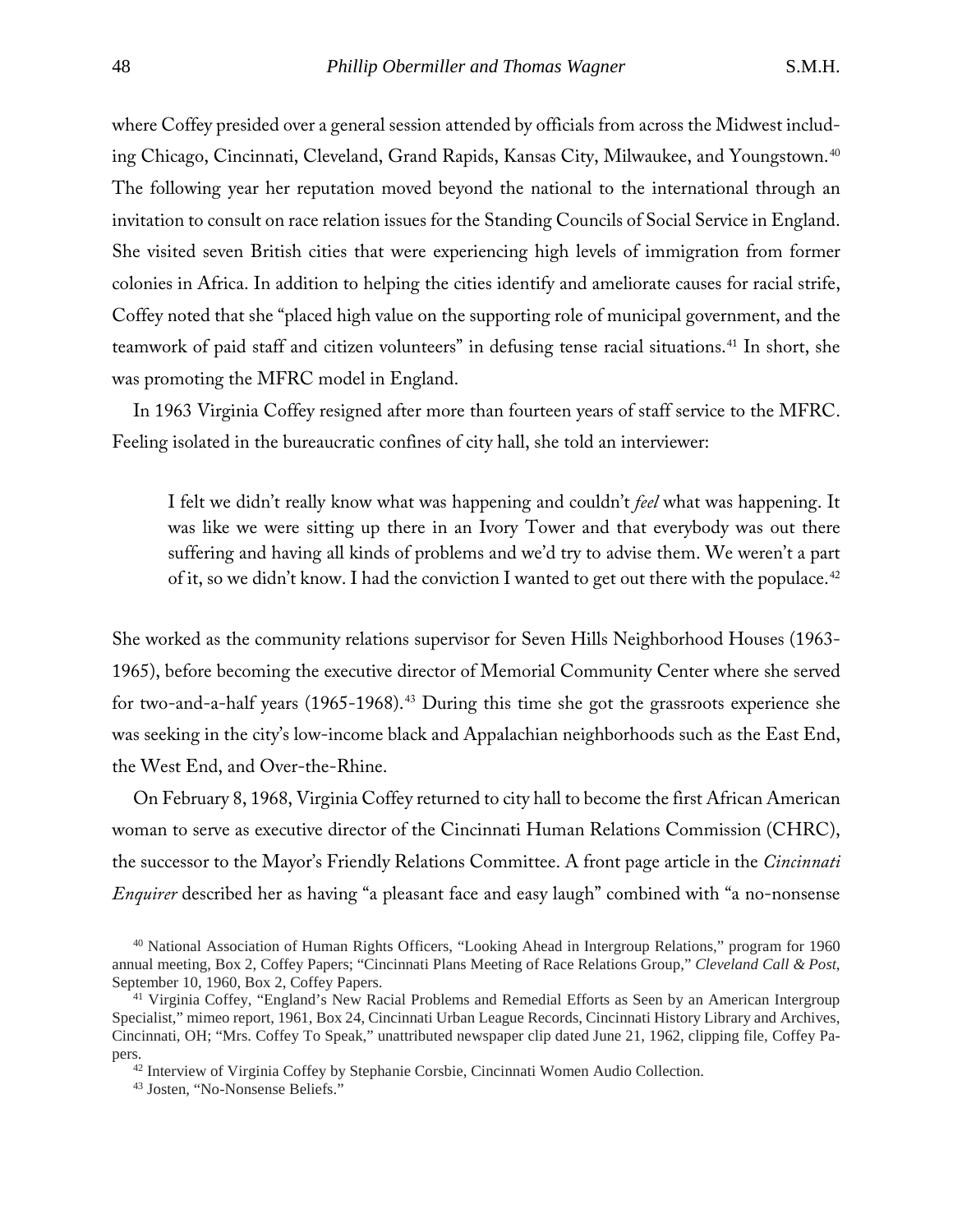where Coffey presided over a general session attended by officials from across the Midwest including Chicago, Cincinnati, Cleveland, Grand Rapids, Kansas City, Milwaukee, and Youngstown.[40] The following year her reputation moved beyond the national to the international through an invitation to consult on race relation issues for the Standing Councils of Social Service in England. She visited seven British cities that were experiencing high levels of immigration from former colonies in Africa. In addition to helping the cities identify and ameliorate causes for racial strife, Coffey noted that she "placed high value on the supporting role of municipal government, and the teamwork of paid staff and citizen volunteers" in defusing tense racial situations.[41] In short, she was promoting the MFRC model in England.

In 1963 Virginia Coffey resigned after more than fourteen years of staff service to the MFRC. Feeling isolated in the bureaucratic confines of city hall, she told an interviewer:

> I felt we didn't really know what was happening and couldn't *feel* what was happening. It was like we were sitting up there in an Ivory Tower and that everybody was out there suffering and having all kinds of problems and we'd try to advise them. We weren't a part of it, so we didn't know. I had the conviction I wanted to get out there with the populace.[42]

She worked as the community relations supervisor for Seven Hills Neighborhood Houses (1963-1965), before becoming the executive director of Memorial Community Center where she served for two-and-a-half years (1965-1968).[43] During this time she got the grassroots experience she was seeking in the city's low-income black and Appalachian neighborhoods such as the East End, the West End, and Over-the-Rhine.

On February 8, 1968, Virginia Coffey returned to city hall to become the first African American woman to serve as executive director of the Cincinnati Human Relations Commission (CHRC), the successor to the Mayor's Friendly Relations Committee. A front page article in the *Cincinnati Enquirer* described her as having "a pleasant face and easy laugh" combined with "a no-nonsense

[40] National Association of Human Rights Officers, "Looking Ahead in Intergroup Relations," program for 1960 annual meeting, Box 2, Coffey Papers; "Cincinnati Plans Meeting of Race Relations Group," *Cleveland Call & Post*, September 10, 1960, Box 2, Coffey Papers.

[41] Virginia Coffey, "England's New Racial Problems and Remedial Efforts as Seen by an American Intergroup Specialist," mimeo report, 1961, Box 24, Cincinnati Urban League Records, Cincinnati History Library and Archives, Cincinnati, OH; "Mrs. Coffey To Speak," unattributed newspaper clip dated June 21, 1962, clipping file, Coffey Papers.

[42] Interview of Virginia Coffey by Stephanie Corsbie, Cincinnati Women Audio Collection.

[43] Josten, "No-Nonsense Beliefs."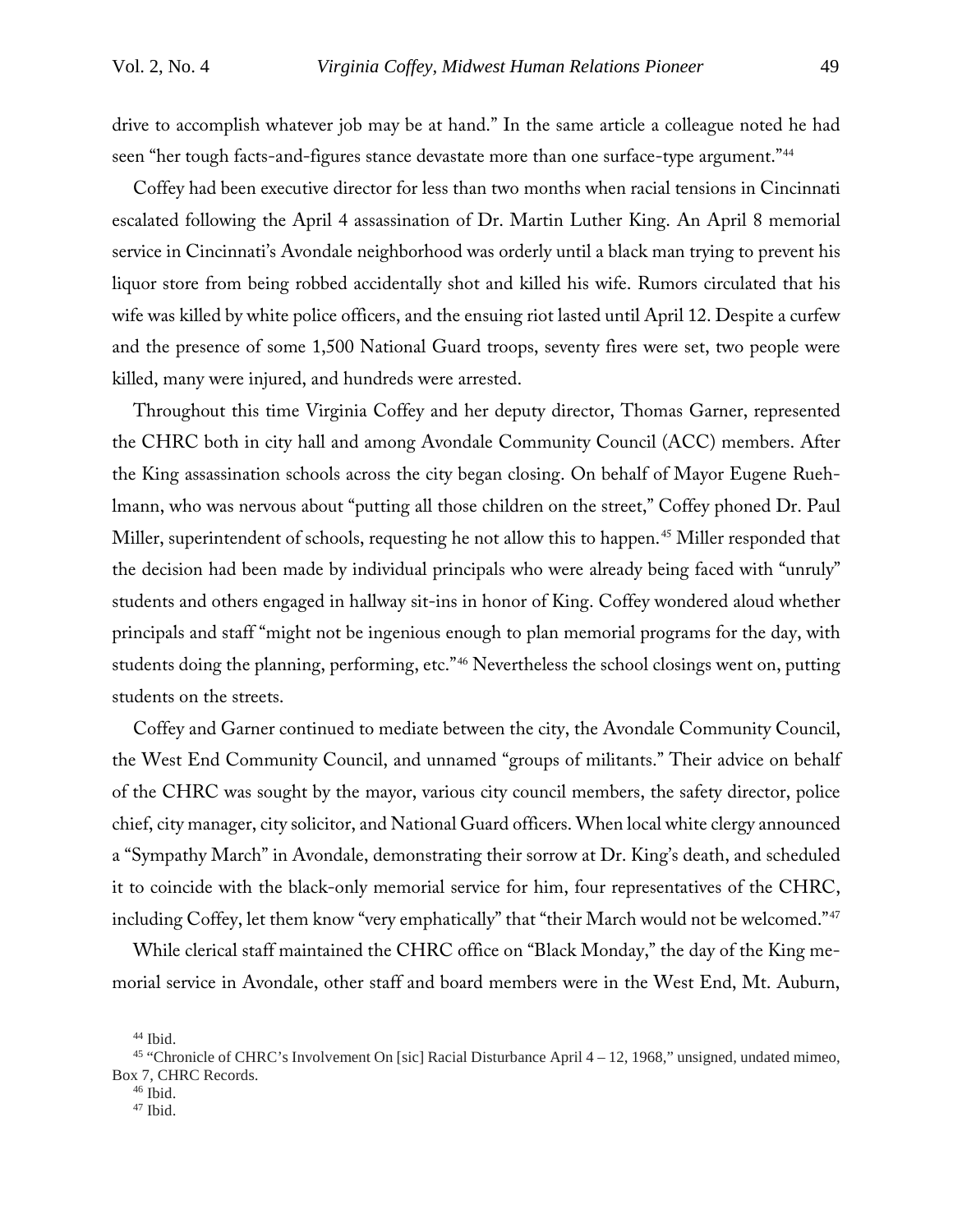drive to accomplish whatever job may be at hand." In the same article a colleague noted he had seen "her tough facts-and-figures stance devastate more than one surface-type argument."[44]

Coffey had been executive director for less than two months when racial tensions in Cincinnati escalated following the April 4 assassination of Dr. Martin Luther King. An April 8 memorial service in Cincinnati's Avondale neighborhood was orderly until a black man trying to prevent his liquor store from being robbed accidentally shot and killed his wife. Rumors circulated that his wife was killed by white police officers, and the ensuing riot lasted until April 12. Despite a curfew and the presence of some 1,500 National Guard troops, seventy fires were set, two people were killed, many were injured, and hundreds were arrested.

Throughout this time Virginia Coffey and her deputy director, Thomas Garner, represented the CHRC both in city hall and among Avondale Community Council (ACC) members. After the King assassination schools across the city began closing. On behalf of Mayor Eugene Ruehlmann, who was nervous about "putting all those children on the street," Coffey phoned Dr. Paul Miller, superintendent of schools, requesting he not allow this to happen.[45] Miller responded that the decision had been made by individual principals who were already being faced with "unruly" students and others engaged in hallway sit-ins in honor of King. Coffey wondered aloud whether principals and staff "might not be ingenious enough to plan memorial programs for the day, with students doing the planning, performing, etc."[46] Nevertheless the school closings went on, putting students on the streets.

Coffey and Garner continued to mediate between the city, the Avondale Community Council, the West End Community Council, and unnamed "groups of militants." Their advice on behalf of the CHRC was sought by the mayor, various city council members, the safety director, police chief, city manager, city solicitor, and National Guard officers. When local white clergy announced a "Sympathy March" in Avondale, demonstrating their sorrow at Dr. King's death, and scheduled it to coincide with the black-only memorial service for him, four representatives of the CHRC, including Coffey, let them know "very emphatically" that "their March would not be welcomed."[47]

While clerical staff maintained the CHRC office on "Black Monday," the day of the King memorial service in Avondale, other staff and board members were in the West End, Mt. Auburn,

[44] Ibid.

[45] "Chronicle of CHRC's Involvement On [sic] Racial Disturbance April 4 – 12, 1968," unsigned, undated mimeo, Box 7, CHRC Records.

[46] Ibid.

[47] Ibid.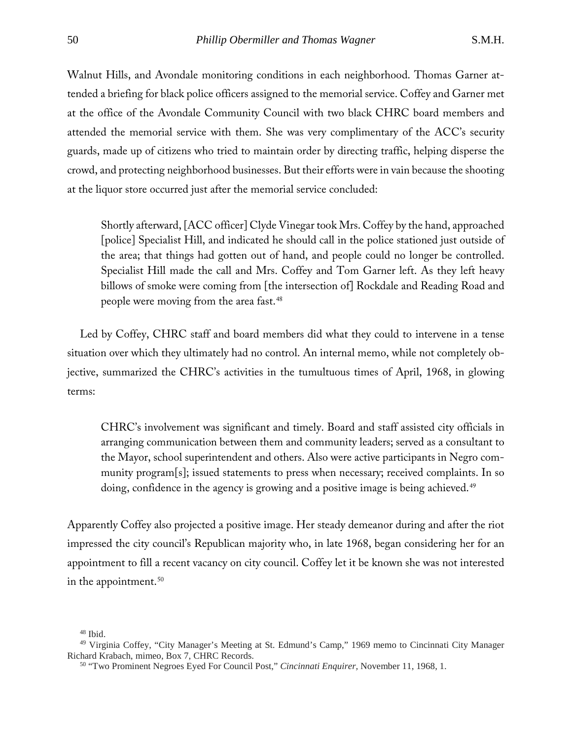Walnut Hills, and Avondale monitoring conditions in each neighborhood. Thomas Garner attended a briefing for black police officers assigned to the memorial service. Coffey and Garner met at the office of the Avondale Community Council with two black CHRC board members and attended the memorial service with them. She was very complimentary of the ACC's security guards, made up of citizens who tried to maintain order by directing traffic, helping disperse the crowd, and protecting neighborhood businesses. But their efforts were in vain because the shooting at the liquor store occurred just after the memorial service concluded:

> Shortly afterward, [ACC officer] Clyde Vinegar took Mrs. Coffey by the hand, approached [police] Specialist Hill, and indicated he should call in the police stationed just outside of the area; that things had gotten out of hand, and people could no longer be controlled. Specialist Hill made the call and Mrs. Coffey and Tom Garner left. As they left heavy billows of smoke were coming from [the intersection of] Rockdale and Reading Road and people were moving from the area fast.[48]

Led by Coffey, CHRC staff and board members did what they could to intervene in a tense situation over which they ultimately had no control. An internal memo, while not completely objective, summarized the CHRC's activities in the tumultuous times of April, 1968, in glowing terms:

> CHRC's involvement was significant and timely. Board and staff assisted city officials in arranging communication between them and community leaders; served as a consultant to the Mayor, school superintendent and others. Also were active participants in Negro community program[s]; issued statements to press when necessary; received complaints. In so doing, confidence in the agency is growing and a positive image is being achieved.[49]

Apparently Coffey also projected a positive image. Her steady demeanor during and after the riot impressed the city council's Republican majority who, in late 1968, began considering her for an appointment to fill a recent vacancy on city council. Coffey let it be known she was not interested in the appointment.[50]

---

[48] Ibid.

[49] Virginia Coffey, "City Manager's Meeting at St. Edmund's Camp," 1969 memo to Cincinnati City Manager Richard Krabach, mimeo, Box 7, CHRC Records.

[50] "Two Prominent Negroes Eyed For Council Post," *Cincinnati Enquirer*, November 11, 1968, 1.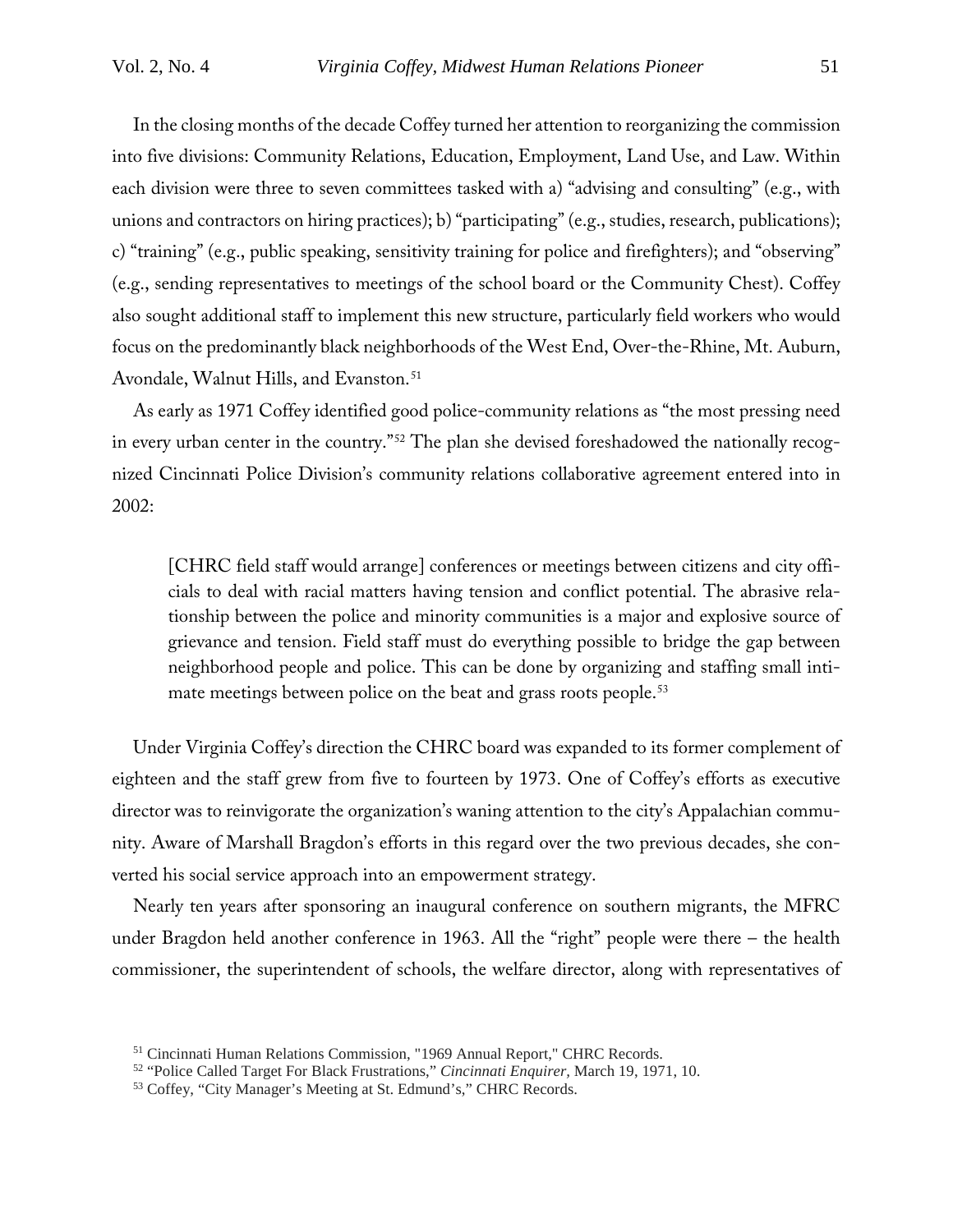In the closing months of the decade Coffey turned her attention to reorganizing the commission into five divisions: Community Relations, Education, Employment, Land Use, and Law. Within each division were three to seven committees tasked with a) "advising and consulting" (e.g., with unions and contractors on hiring practices); b) "participating" (e.g., studies, research, publications); c) "training" (e.g., public speaking, sensitivity training for police and firefighters); and "observing" (e.g., sending representatives to meetings of the school board or the Community Chest). Coffey also sought additional staff to implement this new structure, particularly field workers who would focus on the predominantly black neighborhoods of the West End, Over-the-Rhine, Mt. Auburn, Avondale, Walnut Hills, and Evanston.[51]

As early as 1971 Coffey identified good police-community relations as "the most pressing need in every urban center in the country."[52] The plan she devised foreshadowed the nationally recognized Cincinnati Police Division's community relations collaborative agreement entered into in 2002:

> [CHRC field staff would arrange] conferences or meetings between citizens and city officials to deal with racial matters having tension and conflict potential. The abrasive relationship between the police and minority communities is a major and explosive source of grievance and tension. Field staff must do everything possible to bridge the gap between neighborhood people and police. This can be done by organizing and staffing small intimate meetings between police on the beat and grass roots people.[53]

Under Virginia Coffey's direction the CHRC board was expanded to its former complement of eighteen and the staff grew from five to fourteen by 1973. One of Coffey's efforts as executive director was to reinvigorate the organization's waning attention to the city's Appalachian community. Aware of Marshall Bragdon's efforts in this regard over the two previous decades, she converted his social service approach into an empowerment strategy.

Nearly ten years after sponsoring an inaugural conference on southern migrants, the MFRC under Bragdon held another conference in 1963. All the "right" people were there – the health commissioner, the superintendent of schools, the welfare director, along with representatives of

---

[51] Cincinnati Human Relations Commission, "1969 Annual Report," CHRC Records.

[52] "Police Called Target For Black Frustrations," *Cincinnati Enquirer*, March 19, 1971, 10.

[53] Coffey, "City Manager's Meeting at St. Edmund's," CHRC Records.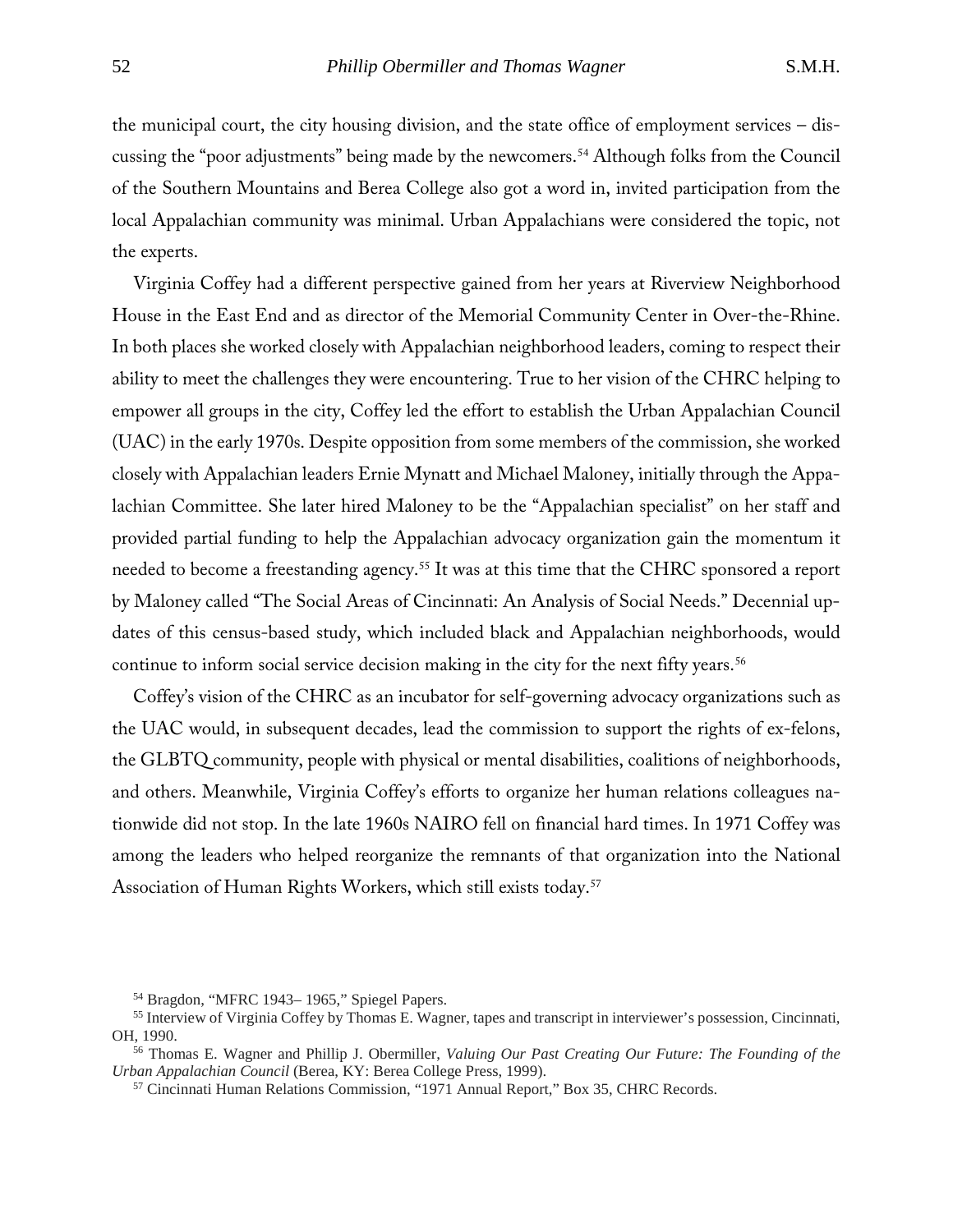the municipal court, the city housing division, and the state office of employment services – discussing the "poor adjustments" being made by the newcomers.[54] Although folks from the Council of the Southern Mountains and Berea College also got a word in, invited participation from the local Appalachian community was minimal. Urban Appalachians were considered the topic, not the experts.

Virginia Coffey had a different perspective gained from her years at Riverview Neighborhood House in the East End and as director of the Memorial Community Center in Over-the-Rhine. In both places she worked closely with Appalachian neighborhood leaders, coming to respect their ability to meet the challenges they were encountering. True to her vision of the CHRC helping to empower all groups in the city, Coffey led the effort to establish the Urban Appalachian Council (UAC) in the early 1970s. Despite opposition from some members of the commission, she worked closely with Appalachian leaders Ernie Mynatt and Michael Maloney, initially through the Appalachian Committee. She later hired Maloney to be the "Appalachian specialist" on her staff and provided partial funding to help the Appalachian advocacy organization gain the momentum it needed to become a freestanding agency.[55] It was at this time that the CHRC sponsored a report by Maloney called "The Social Areas of Cincinnati: An Analysis of Social Needs." Decennial updates of this census-based study, which included black and Appalachian neighborhoods, would continue to inform social service decision making in the city for the next fifty years.[56]

Coffey's vision of the CHRC as an incubator for self-governing advocacy organizations such as the UAC would, in subsequent decades, lead the commission to support the rights of ex-felons, the GLBTQ community, people with physical or mental disabilities, coalitions of neighborhoods, and others. Meanwhile, Virginia Coffey's efforts to organize her human relations colleagues nationwide did not stop. In the late 1960s NAIRO fell on financial hard times. In 1971 Coffey was among the leaders who helped reorganize the remnants of that organization into the National Association of Human Rights Workers, which still exists today.[57]

---

[54] Bragdon, "MFRC 1943– 1965," Spiegel Papers.

[55] Interview of Virginia Coffey by Thomas E. Wagner, tapes and transcript in interviewer's possession, Cincinnati, OH, 1990.

[56] Thomas E. Wagner and Phillip J. Obermiller, *Valuing Our Past Creating Our Future: The Founding of the Urban Appalachian Council* (Berea, KY: Berea College Press, 1999).

[57] Cincinnati Human Relations Commission, "1971 Annual Report," Box 35, CHRC Records.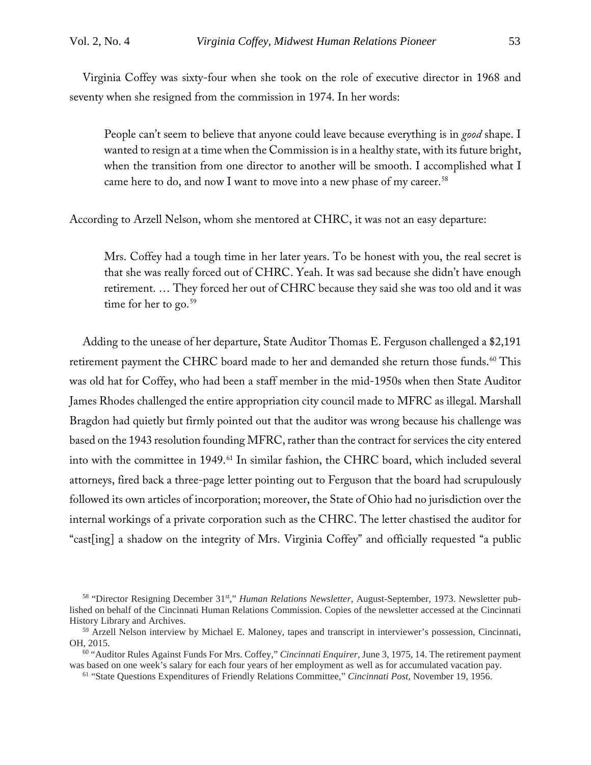Virginia Coffey was sixty-four when she took on the role of executive director in 1968 and seventy when she resigned from the commission in 1974. In her words:

> People can't seem to believe that anyone could leave because everything is in *good* shape. I wanted to resign at a time when the Commission is in a healthy state, with its future bright, when the transition from one director to another will be smooth. I accomplished what I came here to do, and now I want to move into a new phase of my career.[58]

According to Arzell Nelson, whom she mentored at CHRC, it was not an easy departure:

> Mrs. Coffey had a tough time in her later years. To be honest with you, the real secret is that she was really forced out of CHRC. Yeah. It was sad because she didn't have enough retirement. … They forced her out of CHRC because they said she was too old and it was time for her to go.[59]

Adding to the unease of her departure, State Auditor Thomas E. Ferguson challenged a $2,191 retirement payment the CHRC board made to her and demanded she return those funds.[60] This was old hat for Coffey, who had been a staff member in the mid-1950s when then State Auditor James Rhodes challenged the entire appropriation city council made to MFRC as illegal. Marshall Bragdon had quietly but firmly pointed out that the auditor was wrong because his challenge was based on the 1943 resolution founding MFRC, rather than the contract for services the city entered into with the committee in 1949.[61] In similar fashion, the CHRC board, which included several attorneys, fired back a three-page letter pointing out to Ferguson that the board had scrupulously followed its own articles of incorporation; moreover, the State of Ohio had no jurisdiction over the internal workings of a private corporation such as the CHRC. The letter chastised the auditor for "cast[ing] a shadow on the integrity of Mrs. Virginia Coffey" and officially requested "a public

---

[58] "Director Resigning December 31st," *Human Relations Newsletter*, August-September, 1973. Newsletter published on behalf of the Cincinnati Human Relations Commission. Copies of the newsletter accessed at the Cincinnati History Library and Archives.

[59] Arzell Nelson interview by Michael E. Maloney, tapes and transcript in interviewer's possession, Cincinnati, OH, 2015.

[60] "Auditor Rules Against Funds For Mrs. Coffey," *Cincinnati Enquirer*, June 3, 1975, 14. The retirement payment was based on one week's salary for each four years of her employment as well as for accumulated vacation pay.

[61] "State Questions Expenditures of Friendly Relations Committee," *Cincinnati Post*, November 19, 1956.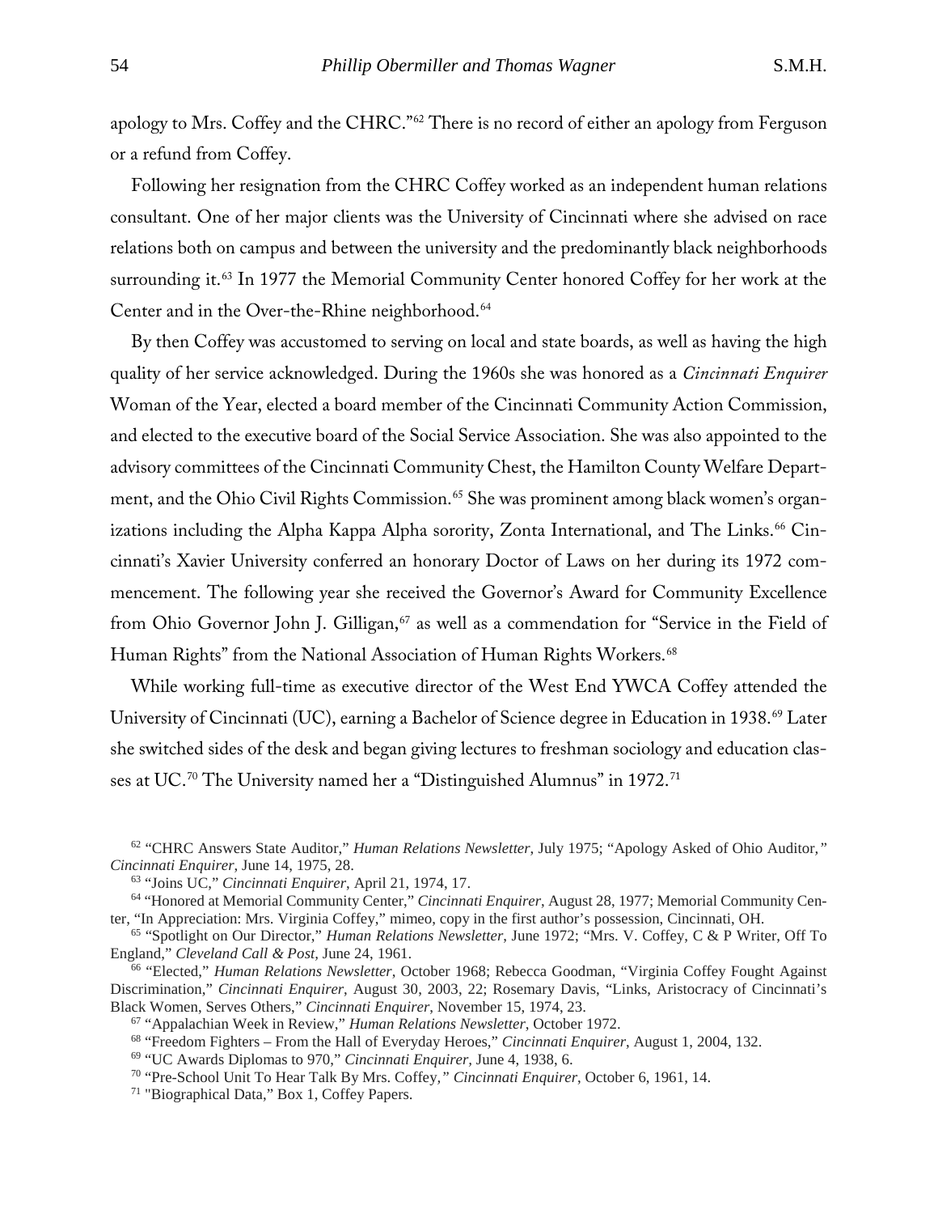apology to Mrs. Coffey and the CHRC."[62] There is no record of either an apology from Ferguson or a refund from Coffey.

Following her resignation from the CHRC Coffey worked as an independent human relations consultant. One of her major clients was the University of Cincinnati where she advised on race relations both on campus and between the university and the predominantly black neighborhoods surrounding it.[63] In 1977 the Memorial Community Center honored Coffey for her work at the Center and in the Over-the-Rhine neighborhood.[64]

By then Coffey was accustomed to serving on local and state boards, as well as having the high quality of her service acknowledged. During the 1960s she was honored as a *Cincinnati Enquirer* Woman of the Year, elected a board member of the Cincinnati Community Action Commission, and elected to the executive board of the Social Service Association. She was also appointed to the advisory committees of the Cincinnati Community Chest, the Hamilton County Welfare Department, and the Ohio Civil Rights Commission.[65] She was prominent among black women's organizations including the Alpha Kappa Alpha sorority, Zonta International, and The Links.[66] Cincinnati's Xavier University conferred an honorary Doctor of Laws on her during its 1972 commencement. The following year she received the Governor's Award for Community Excellence from Ohio Governor John J. Gilligan,[67] as well as a commendation for "Service in the Field of Human Rights" from the National Association of Human Rights Workers.[68]

While working full-time as executive director of the West End YWCA Coffey attended the University of Cincinnati (UC), earning a Bachelor of Science degree in Education in 1938.[69] Later she switched sides of the desk and began giving lectures to freshman sociology and education classes at UC.[70] The University named her a "Distinguished Alumnus" in 1972.[71]

---

[62] "CHRC Answers State Auditor," *Human Relations Newsletter*, July 1975; "Apology Asked of Ohio Auditor," *Cincinnati Enquirer*, June 14, 1975, 28.

[63] "Joins UC," *Cincinnati Enquirer*, April 21, 1974, 17.

[64] "Honored at Memorial Community Center," *Cincinnati Enquirer*, August 28, 1977; Memorial Community Center, "In Appreciation: Mrs. Virginia Coffey," mimeo, copy in the first author's possession, Cincinnati, OH.

[65] "Spotlight on Our Director," *Human Relations Newsletter*, June 1972; "Mrs. V. Coffey, C & P Writer, Off To England," *Cleveland Call & Post*, June 24, 1961.

[66] "Elected," *Human Relations Newsletter*, October 1968; Rebecca Goodman, "Virginia Coffey Fought Against Discrimination," *Cincinnati Enquirer*, August 30, 2003, 22; Rosemary Davis, "Links, Aristocracy of Cincinnati's Black Women, Serves Others," *Cincinnati Enquirer*, November 15, 1974, 23.

[67] "Appalachian Week in Review," *Human Relations Newsletter*, October 1972.

[68] "Freedom Fighters – From the Hall of Everyday Heroes," *Cincinnati Enquirer*, August 1, 2004, 132.

[69] "UC Awards Diplomas to 970," *Cincinnati Enquirer*, June 4, 1938, 6.

[70] "Pre-School Unit To Hear Talk By Mrs. Coffey," *Cincinnati Enquirer*, October 6, 1961, 14.

[71] "Biographical Data," Box 1, Coffey Papers.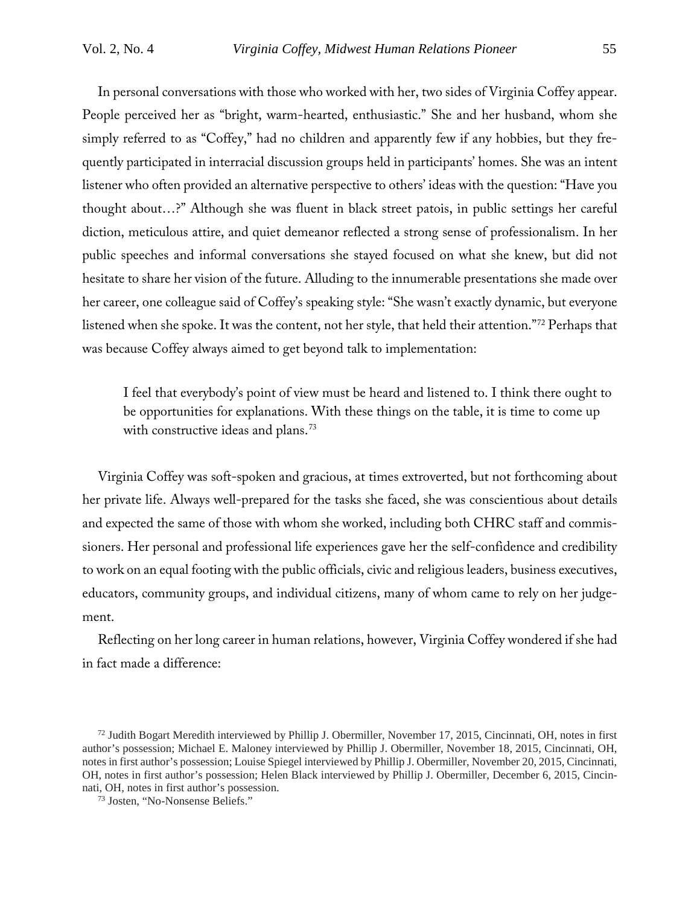In personal conversations with those who worked with her, two sides of Virginia Coffey appear. People perceived her as "bright, warm-hearted, enthusiastic." She and her husband, whom she simply referred to as "Coffey," had no children and apparently few if any hobbies, but they frequently participated in interracial discussion groups held in participants' homes. She was an intent listener who often provided an alternative perspective to others' ideas with the question: "Have you thought about…?" Although she was fluent in black street patois, in public settings her careful diction, meticulous attire, and quiet demeanor reflected a strong sense of professionalism. In her public speeches and informal conversations she stayed focused on what she knew, but did not hesitate to share her vision of the future. Alluding to the innumerable presentations she made over her career, one colleague said of Coffey's speaking style: "She wasn't exactly dynamic, but everyone listened when she spoke. It was the content, not her style, that held their attention."[72] Perhaps that was because Coffey always aimed to get beyond talk to implementation:

> I feel that everybody's point of view must be heard and listened to. I think there ought to be opportunities for explanations. With these things on the table, it is time to come up with constructive ideas and plans.[73]

Virginia Coffey was soft-spoken and gracious, at times extroverted, but not forthcoming about her private life. Always well-prepared for the tasks she faced, she was conscientious about details and expected the same of those with whom she worked, including both CHRC staff and commissioners. Her personal and professional life experiences gave her the self-confidence and credibility to work on an equal footing with the public officials, civic and religious leaders, business executives, educators, community groups, and individual citizens, many of whom came to rely on her judgement.

Reflecting on her long career in human relations, however, Virginia Coffey wondered if she had in fact made a difference:

---

[72] Judith Bogart Meredith interviewed by Phillip J. Obermiller, November 17, 2015, Cincinnati, OH, notes in first author's possession; Michael E. Maloney interviewed by Phillip J. Obermiller, November 18, 2015, Cincinnati, OH, notes in first author's possession; Louise Spiegel interviewed by Phillip J. Obermiller, November 20, 2015, Cincinnati, OH, notes in first author's possession; Helen Black interviewed by Phillip J. Obermiller, December 6, 2015, Cincinnati, OH, notes in first author's possession.

[73] Josten, "No-Nonsense Beliefs."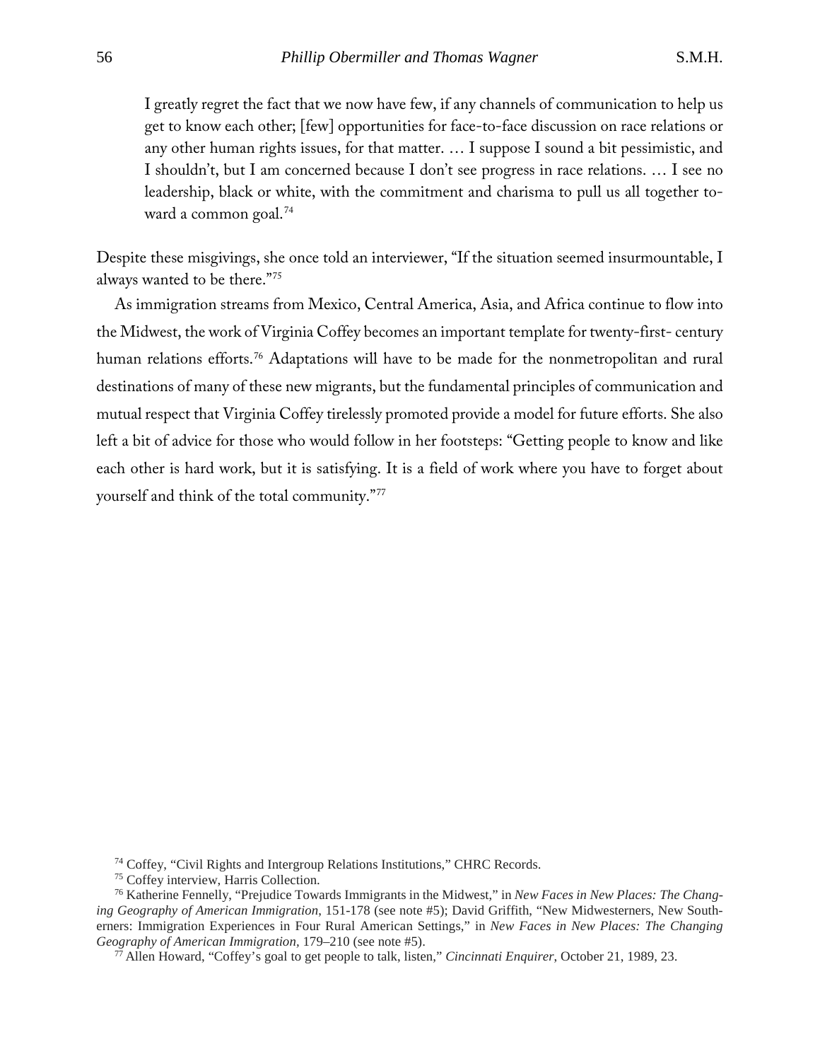> I greatly regret the fact that we now have few, if any channels of communication to help us get to know each other; [few] opportunities for face-to-face discussion on race relations or any other human rights issues, for that matter. … I suppose I sound a bit pessimistic, and I shouldn't, but I am concerned because I don't see progress in race relations. … I see no leadership, black or white, with the commitment and charisma to pull us all together toward a common goal.[74]

Despite these misgivings, she once told an interviewer, "If the situation seemed insurmountable, I always wanted to be there."[75]

As immigration streams from Mexico, Central America, Asia, and Africa continue to flow into the Midwest, the work of Virginia Coffey becomes an important template for twenty-first- century human relations efforts.[76] Adaptations will have to be made for the nonmetropolitan and rural destinations of many of these new migrants, but the fundamental principles of communication and mutual respect that Virginia Coffey tirelessly promoted provide a model for future efforts. She also left a bit of advice for those who would follow in her footsteps: "Getting people to know and like each other is hard work, but it is satisfying. It is a field of work where you have to forget about yourself and think of the total community."[77]

---

[74] Coffey, "Civil Rights and Intergroup Relations Institutions," CHRC Records.

[75] Coffey interview, Harris Collection.

[76] Katherine Fennelly, "Prejudice Towards Immigrants in the Midwest," in *New Faces in New Places: The Changing Geography of American Immigration,* 151-178 (see note #5); David Griffith, "New Midwesterners, New Southerners: Immigration Experiences in Four Rural American Settings," in *New Faces in New Places: The Changing Geography of American Immigration,* 179–210 (see note #5).

[77] Allen Howard, "Coffey's goal to get people to talk, listen," *Cincinnati Enquirer*, October 21, 1989, 23.